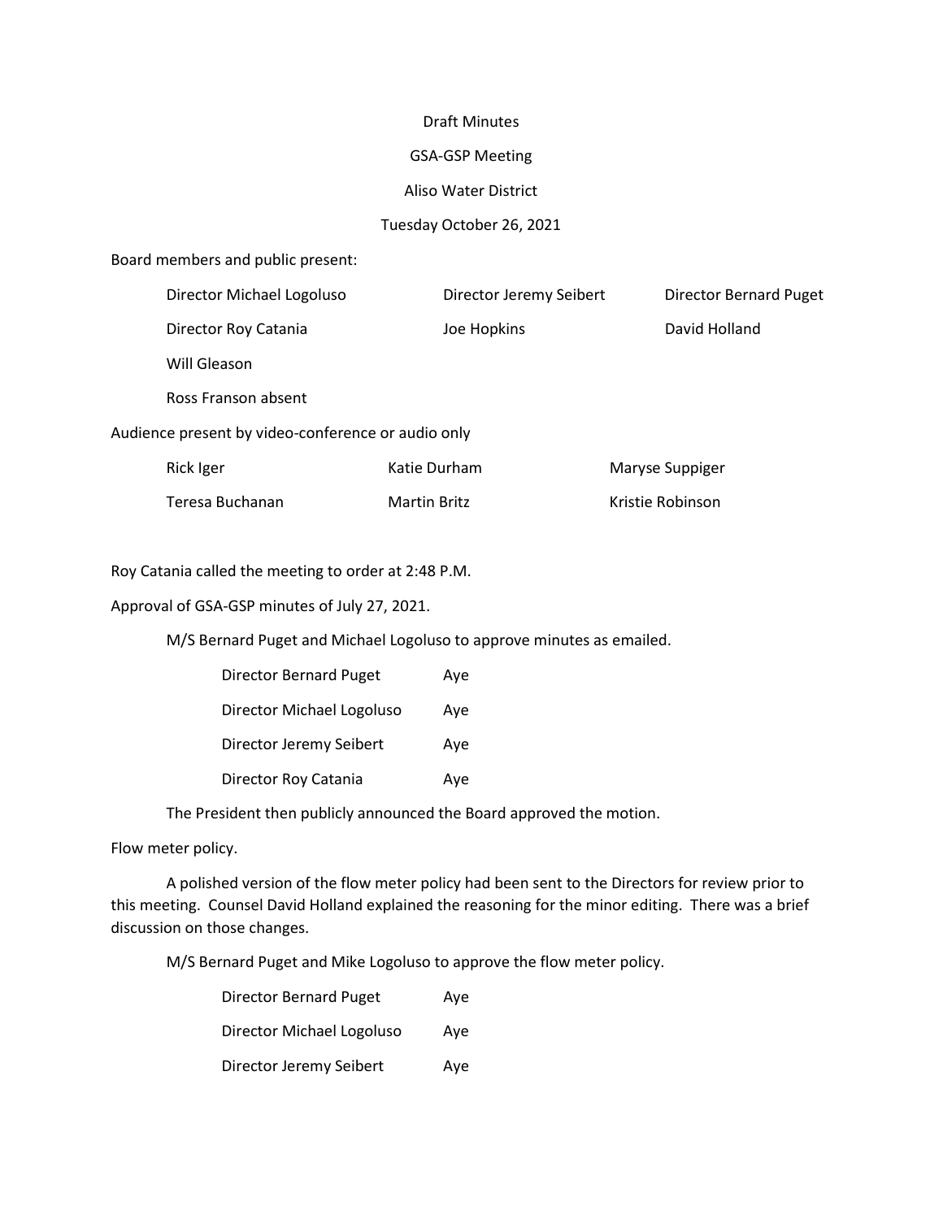Draft Minutes

GSA-GSP Meeting

Aliso Water District

Tuesday October 26, 2021

Board members and public present:

| | | |
|---|---|---|
| Director Michael Logoluso | Director Jeremy Seibert | Director Bernard Puget |
| Director Roy Catania | Joe Hopkins | David Holland |
| Will Gleason | | |
| Ross Franson absent | | |

Audience present by video-conference or audio only

| | | |
|---|---|---|
| Rick Iger | Katie Durham | Maryse Suppiger |
| Teresa Buchanan | Martin Britz | Kristie Robinson |

Roy Catania called the meeting to order at 2:48 P.M.

Approval of GSA-GSP minutes of July 27, 2021.

M/S Bernard Puget and Michael Logoluso to approve minutes as emailed.

| | |
|---|---|
| Director Bernard Puget | Aye |
| Director Michael Logoluso | Aye |
| Director Jeremy Seibert | Aye |
| Director Roy Catania | Aye |

The President then publicly announced the Board approved the motion.

Flow meter policy.

A polished version of the flow meter policy had been sent to the Directors for review prior to this meeting. Counsel David Holland explained the reasoning for the minor editing. There was a brief discussion on those changes.

M/S Bernard Puget and Mike Logoluso to approve the flow meter policy.

| | |
|---|---|
| Director Bernard Puget | Aye |
| Director Michael Logoluso | Aye |
| Director Jeremy Seibert | Aye |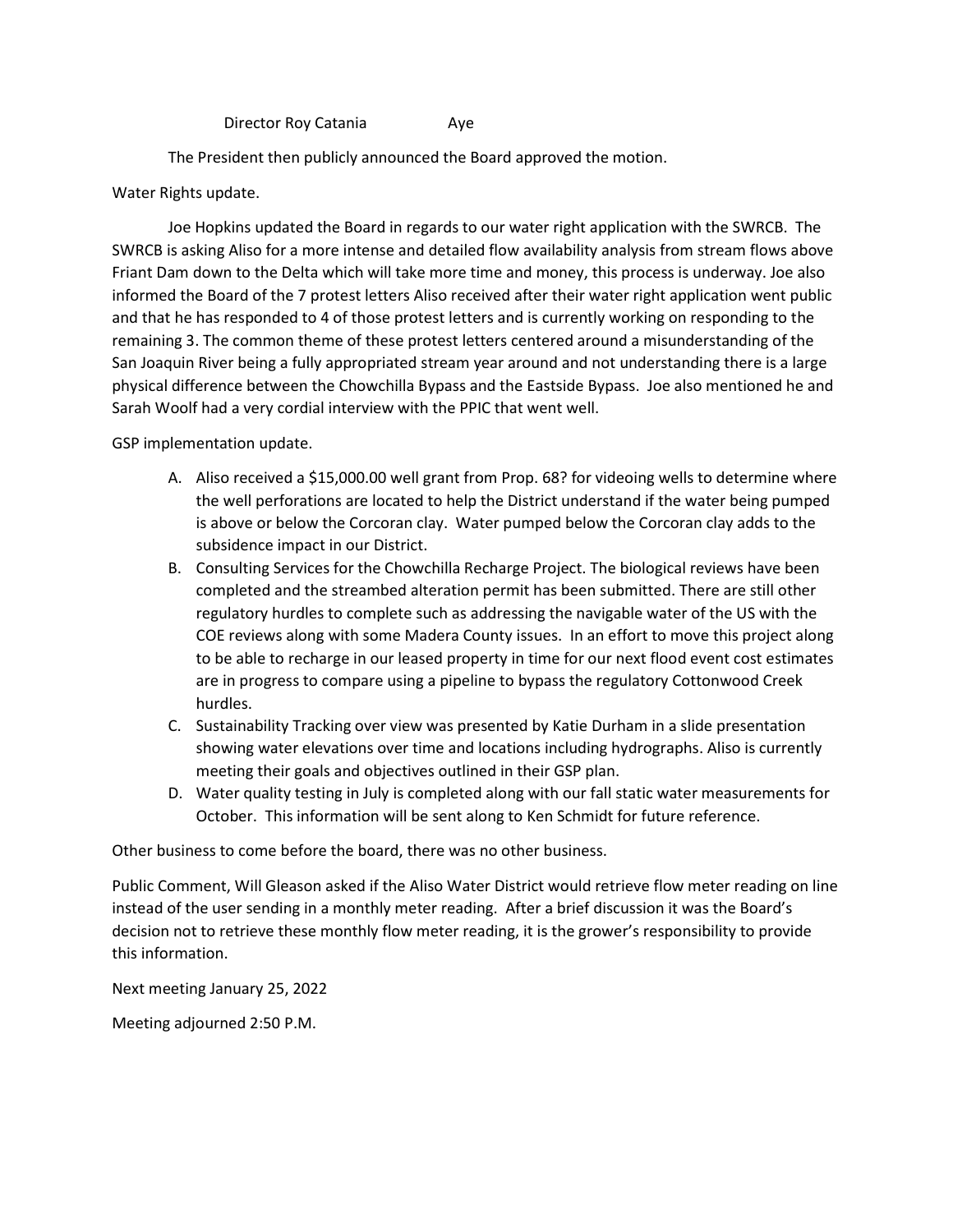Director Roy Catania Aye

The President then publicly announced the Board approved the motion.

Water Rights update.

Joe Hopkins updated the Board in regards to our water right application with the SWRCB. The SWRCB is asking Aliso for a more intense and detailed flow availability analysis from stream flows above Friant Dam down to the Delta which will take more time and money, this process is underway. Joe also informed the Board of the 7 protest letters Aliso received after their water right application went public and that he has responded to 4 of those protest letters and is currently working on responding to the remaining 3. The common theme of these protest letters centered around a misunderstanding of the San Joaquin River being a fully appropriated stream year around and not understanding there is a large physical difference between the Chowchilla Bypass and the Eastside Bypass. Joe also mentioned he and Sarah Woolf had a very cordial interview with the PPIC that went well.

GSP implementation update.

A. Aliso received a $15,000.00 well grant from Prop. 68? for videoing wells to determine where the well perforations are located to help the District understand if the water being pumped is above or below the Corcoran clay. Water pumped below the Corcoran clay adds to the subsidence impact in our District.
B. Consulting Services for the Chowchilla Recharge Project. The biological reviews have been completed and the streambed alteration permit has been submitted. There are still other regulatory hurdles to complete such as addressing the navigable water of the US with the COE reviews along with some Madera County issues. In an effort to move this project along to be able to recharge in our leased property in time for our next flood event cost estimates are in progress to compare using a pipeline to bypass the regulatory Cottonwood Creek hurdles.
C. Sustainability Tracking over view was presented by Katie Durham in a slide presentation showing water elevations over time and locations including hydrographs. Aliso is currently meeting their goals and objectives outlined in their GSP plan.
D. Water quality testing in July is completed along with our fall static water measurements for October. This information will be sent along to Ken Schmidt for future reference.

Other business to come before the board, there was no other business.

Public Comment, Will Gleason asked if the Aliso Water District would retrieve flow meter reading on line instead of the user sending in a monthly meter reading. After a brief discussion it was the Board's decision not to retrieve these monthly flow meter reading, it is the grower's responsibility to provide this information.

Next meeting January 25, 2022

Meeting adjourned 2:50 P.M.